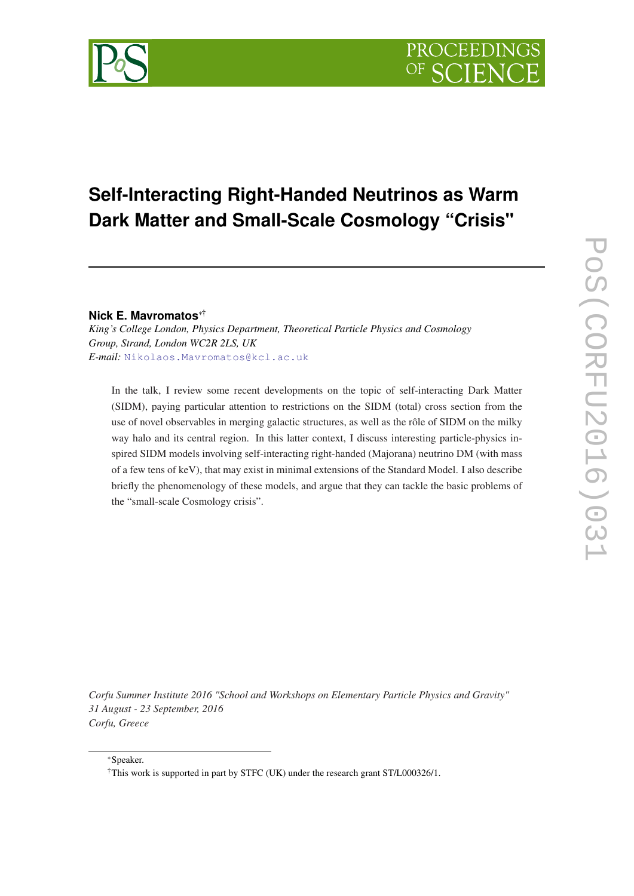# Self-Interacting Right-Handed Neutrinos as Warm Dark Matter and Small-Scale Cosmology "Crisis"

**Nick E. Mavromatos**[*†]

*King's College London, Physics Department, Theoretical Particle Physics and Cosmology Group, Strand, London WC2R 2LS, UK*

*E-mail:* Nikolaos.Mavromatos@kcl.ac.uk

In the talk, I review some recent developments on the topic of self-interacting Dark Matter (SIDM), paying particular attention to restrictions on the SIDM (total) cross section from the use of novel observables in merging galactic structures, as well as the rôle of SIDM on the milky way halo and its central region. In this latter context, I discuss interesting particle-physics inspired SIDM models involving self-interacting right-handed (Majorana) neutrino DM (with mass of a few tens of keV), that may exist in minimal extensions of the Standard Model. I also describe briefly the phenomenology of these models, and argue that they can tackle the basic problems of the "small-scale Cosmology crisis".

*Corfu Summer Institute 2016 "School and Workshops on Elementary Particle Physics and Gravity"*
*31 August - 23 September, 2016*
*Corfu, Greece*

---

[*]Speaker.

[†]This work is supported in part by STFC (UK) under the research grant ST/L000326/1.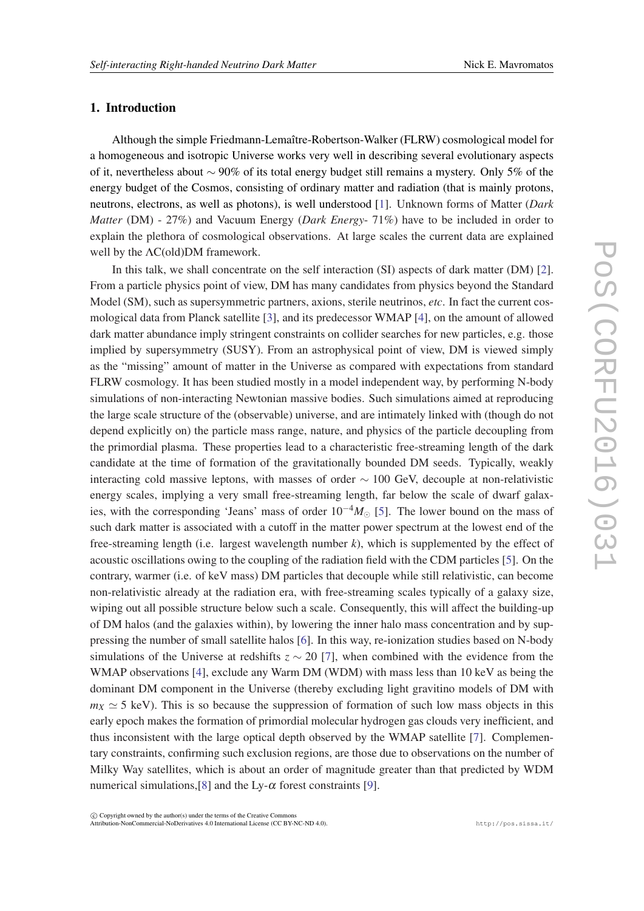## 1. Introduction

Although the simple Friedmann-Lemaître-Robertson-Walker (FLRW) cosmological model for a homogeneous and isotropic Universe works very well in describing several evolutionary aspects of it, nevertheless about $\sim 90\%$ of its total energy budget still remains a mystery. Only 5% of the energy budget of the Cosmos, consisting of ordinary matter and radiation (that is mainly protons, neutrons, electrons, as well as photons), is well understood [1]. Unknown forms of Matter (*Dark Matter* (DM) - 27%) and Vacuum Energy (*Dark Energy*- 71%) have to be included in order to explain the plethora of cosmological observations. At large scales the current data are explained well by the $\Lambda$C(old)DM framework.

In this talk, we shall concentrate on the self interaction (SI) aspects of dark matter (DM) [2]. From a particle physics point of view, DM has many candidates from physics beyond the Standard Model (SM), such as supersymmetric partners, axions, sterile neutrinos, *etc*. In fact the current cosmological data from Planck satellite [3], and its predecessor WMAP [4], on the amount of allowed dark matter abundance imply stringent constraints on collider searches for new particles, e.g. those implied by supersymmetry (SUSY). From an astrophysical point of view, DM is viewed simply as the "missing" amount of matter in the Universe as compared with expectations from standard FLRW cosmology. It has been studied mostly in a model independent way, by performing N-body simulations of non-interacting Newtonian massive bodies. Such simulations aimed at reproducing the large scale structure of the (observable) universe, and are intimately linked with (though do not depend explicitly on) the particle mass range, nature, and physics of the particle decoupling from the primordial plasma. These properties lead to a characteristic free-streaming length of the dark candidate at the time of formation of the gravitationally bounded DM seeds. Typically, weakly interacting cold massive leptons, with masses of order $\sim 100$ GeV, decouple at non-relativistic energy scales, implying a very small free-streaming length, far below the scale of dwarf galaxies, with the corresponding 'Jeans' mass of order $10^{-4} M_{\odot}$ [5]. The lower bound on the mass of such dark matter is associated with a cutoff in the matter power spectrum at the lowest end of the free-streaming length (i.e. largest wavelength number $k$), which is supplemented by the effect of acoustic oscillations owing to the coupling of the radiation field with the CDM particles [5]. On the contrary, warmer (i.e. of keV mass) DM particles that decouple while still relativistic, can become non-relativistic already at the radiation era, with free-streaming scales typically of a galaxy size, wiping out all possible structure below such a scale. Consequently, this will affect the building-up of DM halos (and the galaxies within), by lowering the inner halo mass concentration and by suppressing the number of small satellite halos [6]. In this way, re-ionization studies based on N-body simulations of the Universe at redshifts $z \sim 20$ [7], when combined with the evidence from the WMAP observations [4], exclude any Warm DM (WDM) with mass less than 10 keV as being the dominant DM component in the Universe (thereby excluding light gravitino models of DM with $m_X \simeq 5$ keV). This is so because the suppression of formation of such low mass objects in this early epoch makes the formation of primordial molecular hydrogen gas clouds very inefficient, and thus inconsistent with the large optical depth observed by the WMAP satellite [7]. Complementary constraints, confirming such exclusion regions, are those due to observations on the number of Milky Way satellites, which is about an order of magnitude greater than that predicted by WDM numerical simulations,[8] and the Ly-$\alpha$ forest constraints [9].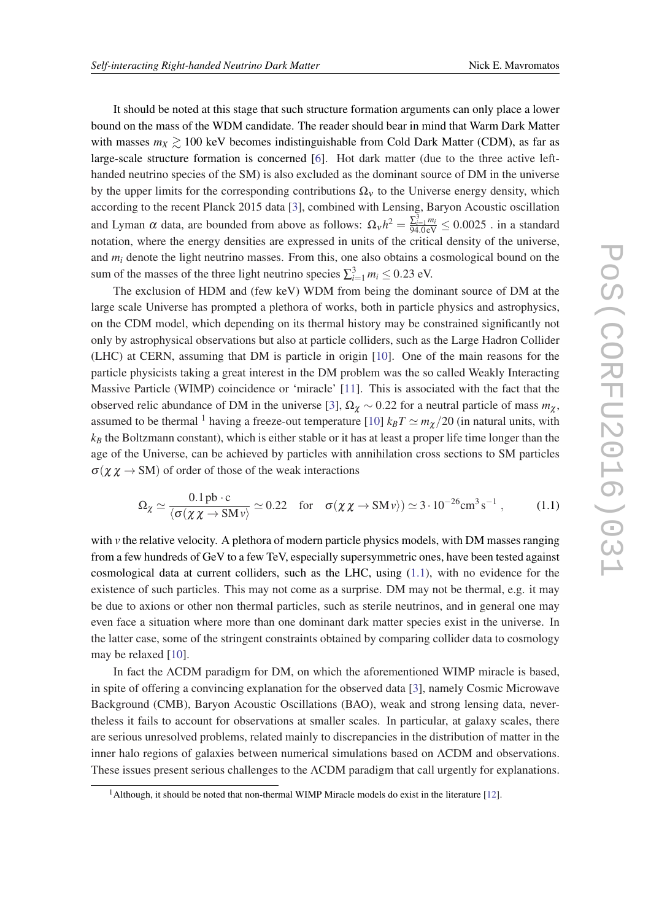It should be noted at this stage that such structure formation arguments can only place a lower bound on the mass of the WDM candidate. The reader should bear in mind that Warm Dark Matter with masses $m_X \gtrsim 100$ keV becomes indistinguishable from Cold Dark Matter (CDM), as far as large-scale structure formation is concerned [6]. Hot dark matter (due to the three active left-handed neutrino species of the SM) is also excluded as the dominant source of DM in the universe by the upper limits for the corresponding contributions $\Omega_\nu$ to the Universe energy density, which according to the recent Planck 2015 data [3], combined with Lensing, Baryon Acoustic oscillation and Lyman $\alpha$ data, are bounded from above as follows: $\Omega_\nu h^2 = \frac{\sum_{i=1}^{3} m_i}{94.0\,\mathrm{eV}} \leq 0.0025$ . in a standard notation, where the energy densities are expressed in units of the critical density of the universe, and $m_i$ denote the light neutrino masses. From this, one also obtains a cosmological bound on the sum of the masses of the three light neutrino species $\sum_{i=1}^{3} m_i \leq 0.23$ eV.

The exclusion of HDM and (few keV) WDM from being the dominant source of DM at the large scale Universe has prompted a plethora of works, both in particle physics and astrophysics, on the CDM model, which depending on its thermal history may be constrained significantly not only by astrophysical observations but also at particle colliders, such as the Large Hadron Collider (LHC) at CERN, assuming that DM is particle in origin [10]. One of the main reasons for the particle physicists taking a great interest in the DM problem was the so called Weakly Interacting Massive Particle (WIMP) coincidence or 'miracle' [11]. This is associated with the fact that the observed relic abundance of DM in the universe [3], $\Omega_\chi \sim 0.22$ for a neutral particle of mass $m_\chi$, assumed to be thermal [1] having a freeze-out temperature [10] $k_B T \simeq m_\chi/20$ (in natural units, with $k_B$ the Boltzmann constant), which is either stable or it has at least a proper life time longer than the age of the Universe, can be achieved by particles with annihilation cross sections to SM particles $\sigma(\chi\,\chi \to \mathrm{SM})$ of order of those of the weak interactions

$$\Omega_\chi \simeq \frac{0.1\,\mathrm{pb}\cdot \mathrm{c}}{\langle \sigma(\chi\,\chi \to \mathrm{SM}\,v\rangle} \simeq 0.22 \quad \text{for} \quad \sigma(\chi\,\chi \to \mathrm{SM}\,v\rangle) \simeq 3\cdot 10^{-26}\mathrm{cm}^3\,\mathrm{s}^{-1}\,, \tag{1.1}$$

with $v$ the relative velocity. A plethora of modern particle physics models, with DM masses ranging from a few hundreds of GeV to a few TeV, especially supersymmetric ones, have been tested against cosmological data at current colliders, such as the LHC, using (1.1), with no evidence for the existence of such particles. This may not come as a surprise. DM may not be thermal, e.g. it may be due to axions or other non thermal particles, such as sterile neutrinos, and in general one may even face a situation where more than one dominant dark matter species exist in the universe. In the latter case, some of the stringent constraints obtained by comparing collider data to cosmology may be relaxed [10].

In fact the $\Lambda$CDM paradigm for DM, on which the aforementioned WIMP miracle is based, in spite of offering a convincing explanation for the observed data [3], namely Cosmic Microwave Background (CMB), Baryon Acoustic Oscillations (BAO), weak and strong lensing data, nevertheless it fails to account for observations at smaller scales. In particular, at galaxy scales, there are serious unresolved problems, related mainly to discrepancies in the distribution of matter in the inner halo regions of galaxies between numerical simulations based on $\Lambda$CDM and observations. These issues present serious challenges to the $\Lambda$CDM paradigm that call urgently for explanations.

[1] Although, it should be noted that non-thermal WIMP Miracle models do exist in the literature [12].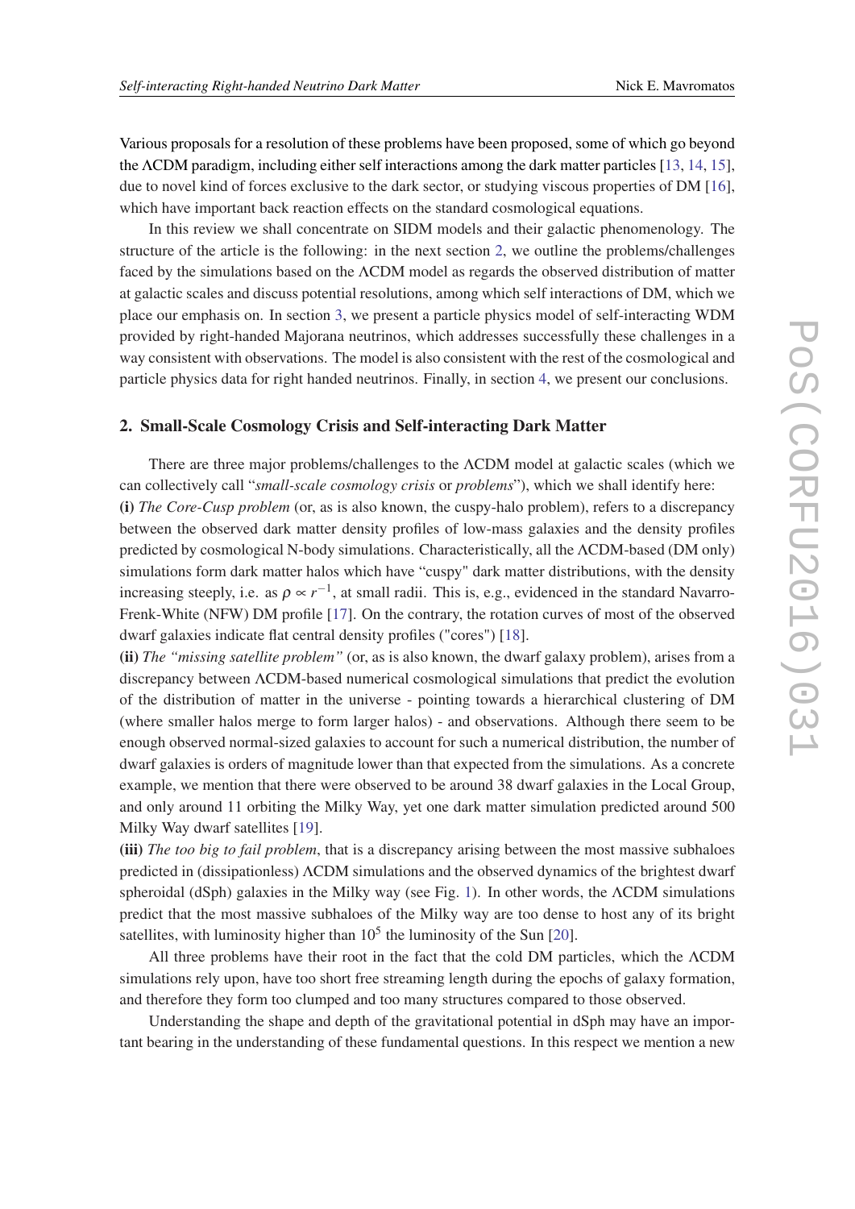Various proposals for a resolution of these problems have been proposed, some of which go beyond the ΛCDM paradigm, including either self interactions among the dark matter particles [13, 14, 15], due to novel kind of forces exclusive to the dark sector, or studying viscous properties of DM [16], which have important back reaction effects on the standard cosmological equations.

In this review we shall concentrate on SIDM models and their galactic phenomenology. The structure of the article is the following: in the next section 2, we outline the problems/challenges faced by the simulations based on the ΛCDM model as regards the observed distribution of matter at galactic scales and discuss potential resolutions, among which self interactions of DM, which we place our emphasis on. In section 3, we present a particle physics model of self-interacting WDM provided by right-handed Majorana neutrinos, which addresses successfully these challenges in a way consistent with observations. The model is also consistent with the rest of the cosmological and particle physics data for right handed neutrinos. Finally, in section 4, we present our conclusions.

## 2. Small-Scale Cosmology Crisis and Self-interacting Dark Matter

There are three major problems/challenges to the ΛCDM model at galactic scales (which we can collectively call "*small-scale cosmology crisis* or *problems*"), which we shall identify here:
**(i)** *The Core-Cusp problem* (or, as is also known, the cuspy-halo problem), refers to a discrepancy between the observed dark matter density profiles of low-mass galaxies and the density profiles predicted by cosmological N-body simulations. Characteristically, all the ΛCDM-based (DM only) simulations form dark matter halos which have "cuspy" dark matter distributions, with the density increasing steeply, i.e. as $\rho \propto r^{-1}$, at small radii. This is, e.g., evidenced in the standard Navarro-Frenk-White (NFW) DM profile [17]. On the contrary, the rotation curves of most of the observed dwarf galaxies indicate flat central density profiles ("cores") [18].
**(ii)** *The "missing satellite problem"* (or, as is also known, the dwarf galaxy problem), arises from a discrepancy between ΛCDM-based numerical cosmological simulations that predict the evolution of the distribution of matter in the universe - pointing towards a hierarchical clustering of DM (where smaller halos merge to form larger halos) - and observations. Although there seem to be enough observed normal-sized galaxies to account for such a numerical distribution, the number of dwarf galaxies is orders of magnitude lower than that expected from the simulations. As a concrete example, we mention that there were observed to be around 38 dwarf galaxies in the Local Group, and only around 11 orbiting the Milky Way, yet one dark matter simulation predicted around 500 Milky Way dwarf satellites [19].
**(iii)** *The too big to fail problem*, that is a discrepancy arising between the most massive subhaloes predicted in (dissipationless) ΛCDM simulations and the observed dynamics of the brightest dwarf spheroidal (dSph) galaxies in the Milky way (see Fig. 1). In other words, the ΛCDM simulations predict that the most massive subhaloes of the Milky way are too dense to host any of its bright satellites, with luminosity higher than $10^5$ the luminosity of the Sun [20].

All three problems have their root in the fact that the cold DM particles, which the ΛCDM simulations rely upon, have too short free streaming length during the epochs of galaxy formation, and therefore they form too clumped and too many structures compared to those observed.

Understanding the shape and depth of the gravitational potential in dSph may have an important bearing in the understanding of these fundamental questions. In this respect we mention a new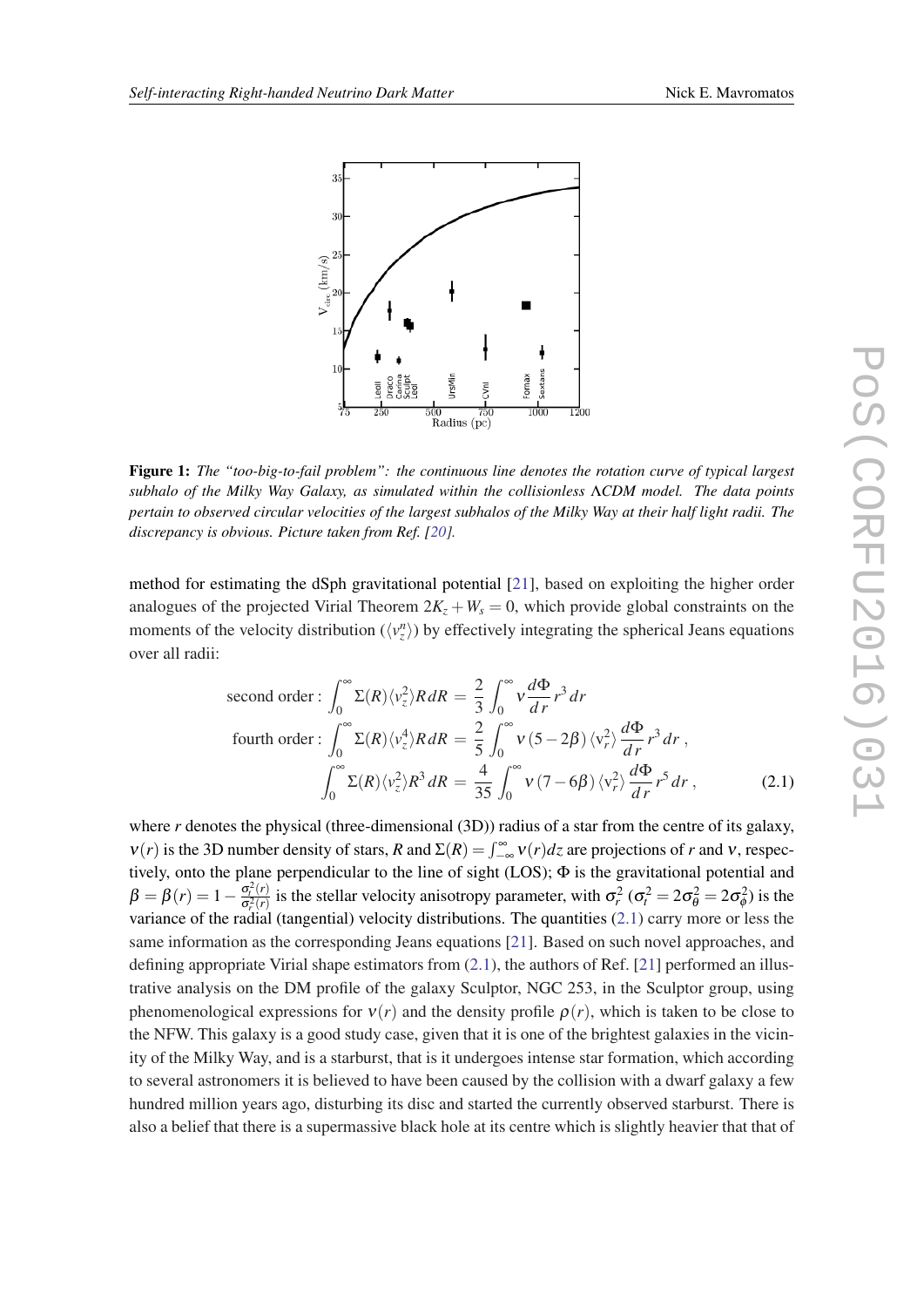**Figure 1:** *The "too-big-to-fail problem": the continuous line denotes the rotation curve of typical largest subhalo of the Milky Way Galaxy, as simulated within the collisionless ΛCDM model. The data points pertain to observed circular velocities of the largest subhalos of the Milky Way at their half light radii. The discrepancy is obvious. Picture taken from Ref. [20].*

method for estimating the dSph gravitational potential [21], based on exploiting the higher order analogues of the projected Virial Theorem $2K_z + W_s = 0$, which provide global constraints on the moments of the velocity distribution ($\langle v_z^n \rangle$) by effectively integrating the spherical Jeans equations over all radii:

$$
\begin{aligned}
\text{second order}: \int_0^\infty \Sigma(R) \langle v_z^2 \rangle R\, dR &= \frac{2}{3} \int_0^\infty \nu \frac{d\Phi}{dr} r^3\, dr \\
\text{fourth order}: \int_0^\infty \Sigma(R) \langle v_z^4 \rangle R\, dR &= \frac{2}{5} \int_0^\infty \nu\, (5 - 2\beta)\, \langle v_r^2 \rangle \frac{d\Phi}{dr} r^3\, dr\,, \\
\int_0^\infty \Sigma(R) \langle v_z^2 \rangle R^3\, dR &= \frac{4}{35} \int_0^\infty \nu\, (7 - 6\beta)\, \langle v_r^2 \rangle \frac{d\Phi}{dr} r^5\, dr\,,
\end{aligned} \tag{2.1}
$$

where $r$ denotes the physical (three-dimensional (3D)) radius of a star from the centre of its galaxy, $\nu(r)$ is the 3D number density of stars, $R$ and $\Sigma(R) = \int_{-\infty}^{\infty} \nu(r) dz$ are projections of $r$ and $\nu$, respectively, onto the plane perpendicular to the line of sight (LOS); $\Phi$ is the gravitational potential and $\beta = \beta(r) = 1 - \frac{\sigma_t^2(r)}{\sigma_r^2(r)}$ is the stellar velocity anisotropy parameter, with $\sigma_r^2$ ($\sigma_t^2 = 2\sigma_\theta^2 = 2\sigma_\phi^2$) is the variance of the radial (tangential) velocity distributions. The quantities (2.1) carry more or less the same information as the corresponding Jeans equations [21]. Based on such novel approaches, and defining appropriate Virial shape estimators from (2.1), the authors of Ref. [21] performed an illustrative analysis on the DM profile of the galaxy Sculptor, NGC 253, in the Sculptor group, using phenomenological expressions for $\nu(r)$ and the density profile $\rho(r)$, which is taken to be close to the NFW. This galaxy is a good study case, given that it is one of the brightest galaxies in the vicinity of the Milky Way, and is a starburst, that is it undergoes intense star formation, which according to several astronomers it is believed to have been caused by the collision with a dwarf galaxy a few hundred million years ago, disturbing its disc and started the currently observed starburst. There is also a belief that there is a supermassive black hole at its centre which is slightly heavier that that of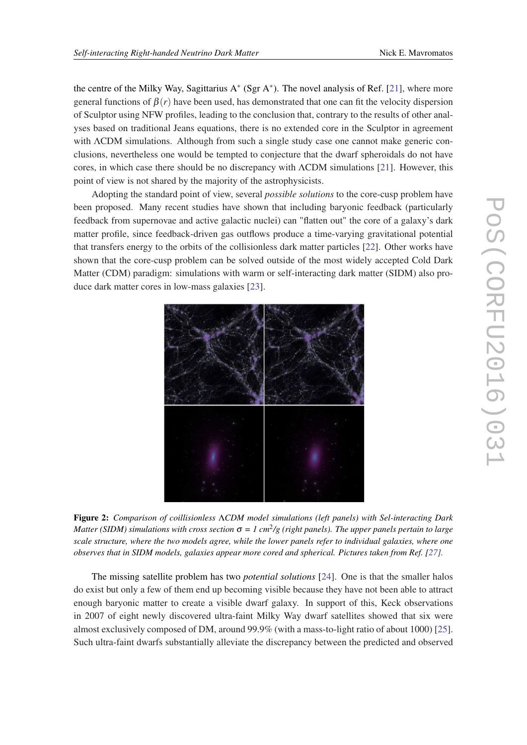the centre of the Milky Way, Sagittarius A$^*$ (Sgr A$^*$). The novel analysis of Ref. [21], where more general functions of $\beta(r)$ have been used, has demonstrated that one can fit the velocity dispersion of Sculptor using NFW profiles, leading to the conclusion that, contrary to the results of other analyses based on traditional Jeans equations, there is no extended core in the Sculptor in agreement with $\Lambda$CDM simulations. Although from such a single study case one cannot make generic conclusions, nevertheless one would be tempted to conjecture that the dwarf spheroidals do not have cores, in which case there should be no discrepancy with $\Lambda$CDM simulations [21]. However, this point of view is not shared by the majority of the astrophysicists.

Adopting the standard point of view, several *possible solutions* to the core-cusp problem have been proposed. Many recent studies have shown that including baryonic feedback (particularly feedback from supernovae and active galactic nuclei) can "flatten out" the core of a galaxy's dark matter profile, since feedback-driven gas outflows produce a time-varying gravitational potential that transfers energy to the orbits of the collisionless dark matter particles [22]. Other works have shown that the core-cusp problem can be solved outside of the most widely accepted Cold Dark Matter (CDM) paradigm: simulations with warm or self-interacting dark matter (SIDM) also produce dark matter cores in low-mass galaxies [23].

**Figure 2:** *Comparison of coillisionless $\Lambda$CDM model simulations (left panels) with Sel-interacting Dark Matter (SIDM) simulations with cross section $\sigma$ = 1 cm$^2$/g (right panels). The upper panels pertain to large scale structure, where the two models agree, while the lower panels refer to individual galaxies, where one observes that in SIDM models, galaxies appear more cored and spherical. Pictures taken from Ref. [27].*

The missing satellite problem has two *potential solutions* [24]. One is that the smaller halos do exist but only a few of them end up becoming visible because they have not been able to attract enough baryonic matter to create a visible dwarf galaxy. In support of this, Keck observations in 2007 of eight newly discovered ultra-faint Milky Way dwarf satellites showed that six were almost exclusively composed of DM, around 99.9% (with a mass-to-light ratio of about 1000) [25]. Such ultra-faint dwarfs substantially alleviate the discrepancy between the predicted and observed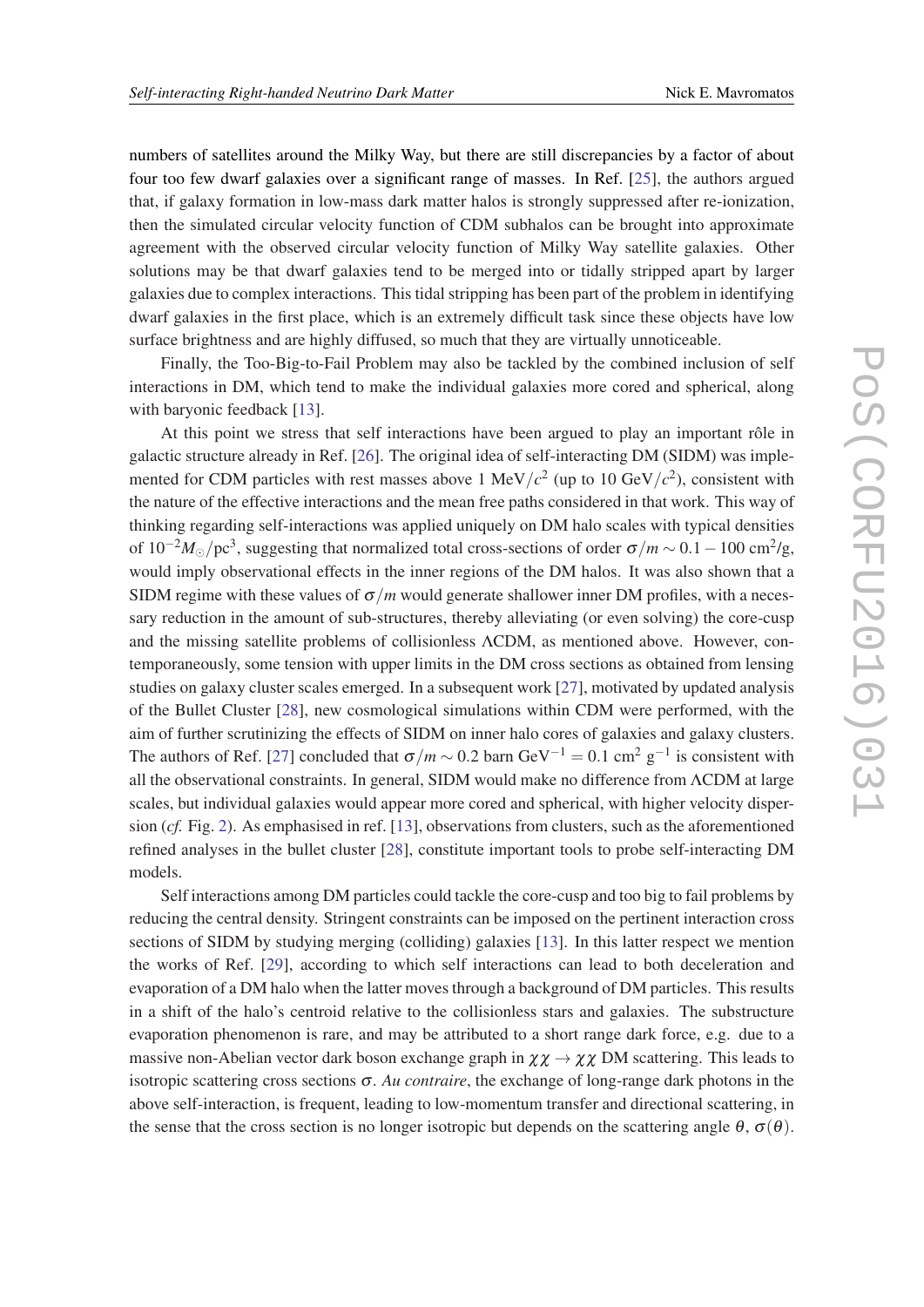numbers of satellites around the Milky Way, but there are still discrepancies by a factor of about four too few dwarf galaxies over a significant range of masses. In Ref. [25], the authors argued that, if galaxy formation in low-mass dark matter halos is strongly suppressed after re-ionization, then the simulated circular velocity function of CDM subhalos can be brought into approximate agreement with the observed circular velocity function of Milky Way satellite galaxies. Other solutions may be that dwarf galaxies tend to be merged into or tidally stripped apart by larger galaxies due to complex interactions. This tidal stripping has been part of the problem in identifying dwarf galaxies in the first place, which is an extremely difficult task since these objects have low surface brightness and are highly diffused, so much that they are virtually unnoticeable.

Finally, the Too-Big-to-Fail Problem may also be tackled by the combined inclusion of self interactions in DM, which tend to make the individual galaxies more cored and spherical, along with baryonic feedback [13].

At this point we stress that self interactions have been argued to play an important rôle in galactic structure already in Ref. [26]. The original idea of self-interacting DM (SIDM) was implemented for CDM particles with rest masses above 1 MeV$/c^2$ (up to 10 GeV$/c^2$), consistent with the nature of the effective interactions and the mean free paths considered in that work. This way of thinking regarding self-interactions was applied uniquely on DM halo scales with typical densities of $10^{-2}M_\odot/\mathrm{pc}^3$, suggesting that normalized total cross-sections of order $\sigma/m \sim 0.1-100$ cm$^2$/g, would imply observational effects in the inner regions of the DM halos. It was also shown that a SIDM regime with these values of $\sigma/m$ would generate shallower inner DM profiles, with a necessary reduction in the amount of sub-structures, thereby alleviating (or even solving) the core-cusp and the missing satellite problems of collisionless ΛCDM, as mentioned above. However, contemporaneously, some tension with upper limits in the DM cross sections as obtained from lensing studies on galaxy cluster scales emerged. In a subsequent work [27], motivated by updated analysis of the Bullet Cluster [28], new cosmological simulations within CDM were performed, with the aim of further scrutinizing the effects of SIDM on inner halo cores of galaxies and galaxy clusters. The authors of Ref. [27] concluded that $\sigma/m \sim 0.2$ barn GeV$^{-1}$ $= 0.1$ cm$^2$ g$^{-1}$ is consistent with all the observational constraints. In general, SIDM would make no difference from ΛCDM at large scales, but individual galaxies would appear more cored and spherical, with higher velocity dispersion (*cf.* Fig. 2). As emphasised in ref. [13], observations from clusters, such as the aforementioned refined analyses in the bullet cluster [28], constitute important tools to probe self-interacting DM models.

Self interactions among DM particles could tackle the core-cusp and too big to fail problems by reducing the central density. Stringent constraints can be imposed on the pertinent interaction cross sections of SIDM by studying merging (colliding) galaxies [13]. In this latter respect we mention the works of Ref. [29], according to which self interactions can lead to both deceleration and evaporation of a DM halo when the latter moves through a background of DM particles. This results in a shift of the halo's centroid relative to the collisionless stars and galaxies. The substructure evaporation phenomenon is rare, and may be attributed to a short range dark force, e.g. due to a massive non-Abelian vector dark boson exchange graph in $\chi\chi \to \chi\chi$ DM scattering. This leads to isotropic scattering cross sections $\sigma$. *Au contraire*, the exchange of long-range dark photons in the above self-interaction, is frequent, leading to low-momentum transfer and directional scattering, in the sense that the cross section is no longer isotropic but depends on the scattering angle $\theta$, $\sigma(\theta)$.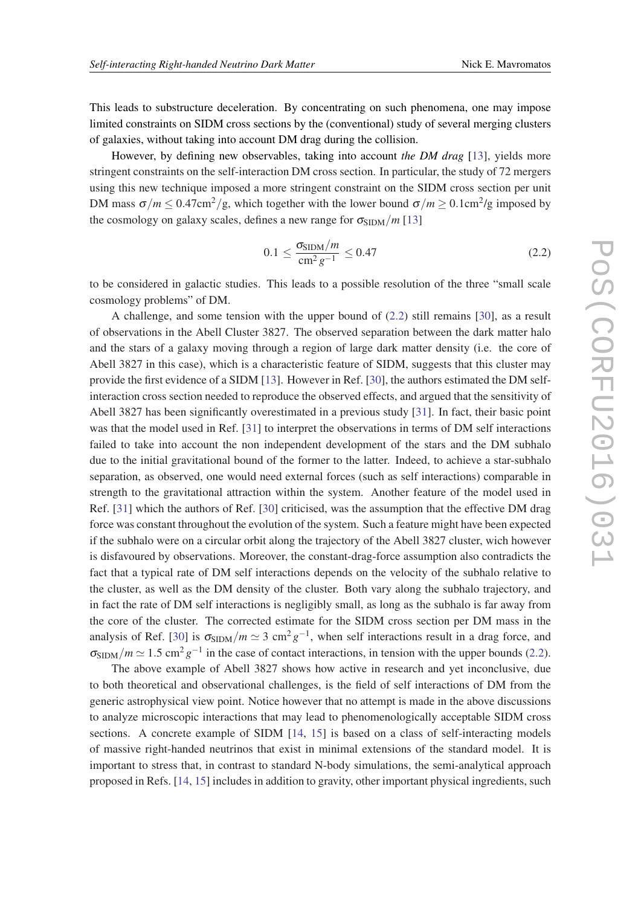This leads to substructure deceleration. By concentrating on such phenomena, one may impose limited constraints on SIDM cross sections by the (conventional) study of several merging clusters of galaxies, without taking into account DM drag during the collision.

However, by defining new observables, taking into account *the DM drag* [13], yields more stringent constraints on the self-interaction DM cross section. In particular, the study of 72 mergers using this new technique imposed a more stringent constraint on the SIDM cross section per unit DM mass $\sigma/m \leq 0.47\text{cm}^2/\text{g}$, which together with the lower bound $\sigma/m \geq 0.1\text{cm}^2/\text{g}$ imposed by the cosmology on galaxy scales, defines a new range for $\sigma_{\text{SIDM}}/m$ [13]

$$0.1 \leq \frac{\sigma_{\text{SIDM}}/m}{\text{cm}^2\, g^{-1}} \leq 0.47 \tag{2.2}$$

to be considered in galactic studies. This leads to a possible resolution of the three "small scale cosmology problems" of DM.

A challenge, and some tension with the upper bound of (2.2) still remains [30], as a result of observations in the Abell Cluster 3827. The observed separation between the dark matter halo and the stars of a galaxy moving through a region of large dark matter density (i.e. the core of Abell 3827 in this case), which is a characteristic feature of SIDM, suggests that this cluster may provide the first evidence of a SIDM [13]. However in Ref. [30], the authors estimated the DM self-interaction cross section needed to reproduce the observed effects, and argued that the sensitivity of Abell 3827 has been significantly overestimated in a previous study [31]. In fact, their basic point was that the model used in Ref. [31] to interpret the observations in terms of DM self interactions failed to take into account the non independent development of the stars and the DM subhalo due to the initial gravitational bound of the former to the latter. Indeed, to achieve a star-subhalo separation, as observed, one would need external forces (such as self interactions) comparable in strength to the gravitational attraction within the system. Another feature of the model used in Ref. [31] which the authors of Ref. [30] criticised, was the assumption that the effective DM drag force was constant throughout the evolution of the system. Such a feature might have been expected if the subhalo were on a circular orbit along the trajectory of the Abell 3827 cluster, wich however is disfavoured by observations. Moreover, the constant-drag-force assumption also contradicts the fact that a typical rate of DM self interactions depends on the velocity of the subhalo relative to the cluster, as well as the DM density of the cluster. Both vary along the subhalo trajectory, and in fact the rate of DM self interactions is negligibly small, as long as the subhalo is far away from the core of the cluster. The corrected estimate for the SIDM cross section per DM mass in the analysis of Ref. [30] is $\sigma_{\text{SIDM}}/m \simeq 3\ \text{cm}^2\, g^{-1}$, when self interactions result in a drag force, and $\sigma_{\text{SIDM}}/m \simeq 1.5\ \text{cm}^2\, g^{-1}$ in the case of contact interactions, in tension with the upper bounds (2.2).

The above example of Abell 3827 shows how active in research and yet inconclusive, due to both theoretical and observational challenges, is the field of self interactions of DM from the generic astrophysical view point. Notice however that no attempt is made in the above discussions to analyze microscopic interactions that may lead to phenomenologically acceptable SIDM cross sections. A concrete example of SIDM [14, 15] is based on a class of self-interacting models of massive right-handed neutrinos that exist in minimal extensions of the standard model. It is important to stress that, in contrast to standard N-body simulations, the semi-analytical approach proposed in Refs. [14, 15] includes in addition to gravity, other important physical ingredients, such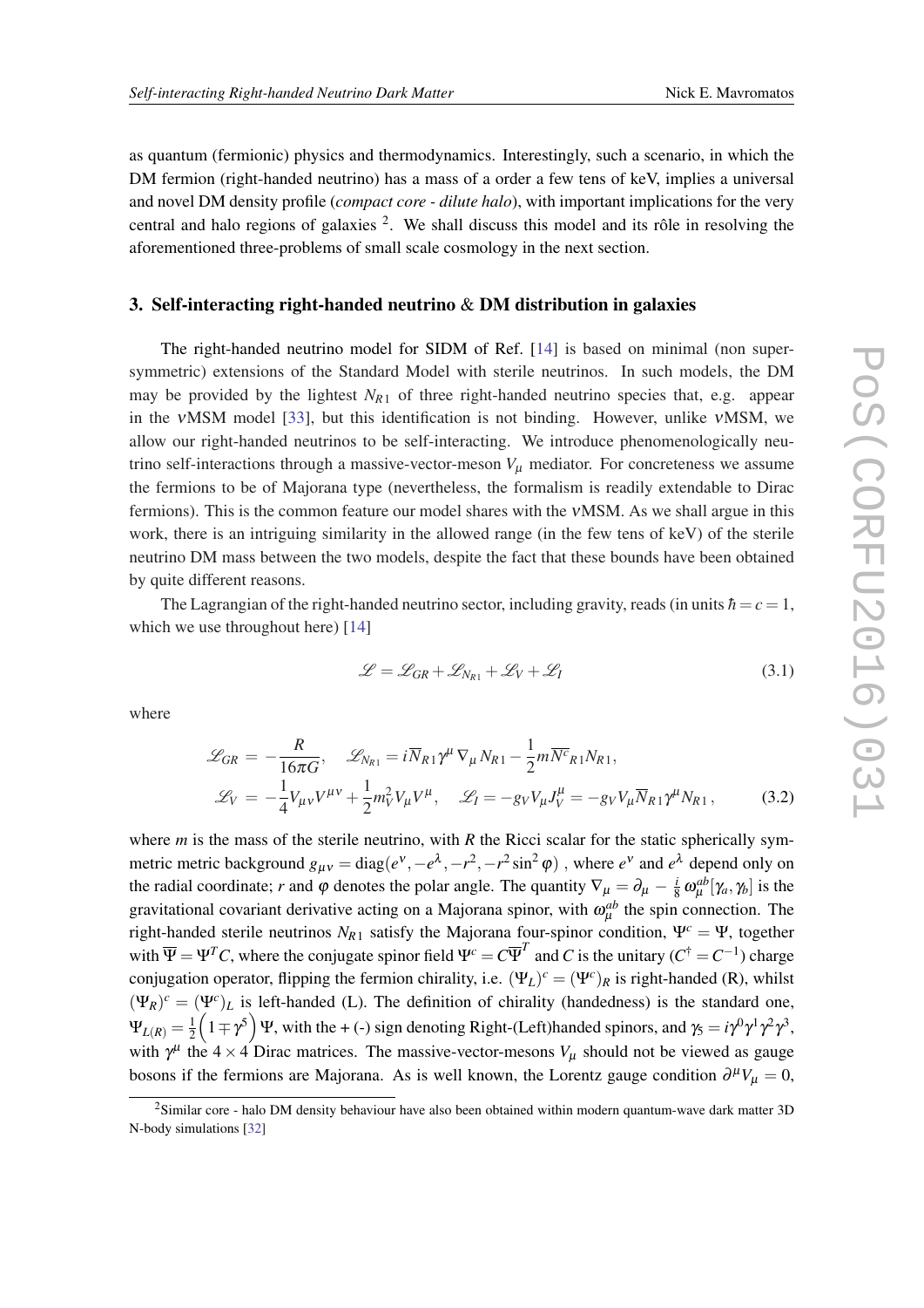as quantum (fermionic) physics and thermodynamics. Interestingly, such a scenario, in which the DM fermion (right-handed neutrino) has a mass of a order a few tens of keV, implies a universal and novel DM density profile (*compact core - dilute halo*), with important implications for the very central and halo regions of galaxies [2]. We shall discuss this model and its rôle in resolving the aforementioned three-problems of small scale cosmology in the next section.

## 3. Self-interacting right-handed neutrino & DM distribution in galaxies

The right-handed neutrino model for SIDM of Ref. [14] is based on minimal (non supersymmetric) extensions of the Standard Model with sterile neutrinos. In such models, the DM may be provided by the lightest $N_{R1}$ of three right-handed neutrino species that, e.g. appear in the $\nu$MSM model [33], but this identification is not binding. However, unlike $\nu$MSM, we allow our right-handed neutrinos to be self-interacting. We introduce phenomenologically neutrino self-interactions through a massive-vector-meson $V_\mu$ mediator. For concreteness we assume the fermions to be of Majorana type (nevertheless, the formalism is readily extendable to Dirac fermions). This is the common feature our model shares with the $\nu$MSM. As we shall argue in this work, there is an intriguing similarity in the allowed range (in the few tens of keV) of the sterile neutrino DM mass between the two models, despite the fact that these bounds have been obtained by quite different reasons.

The Lagrangian of the right-handed neutrino sector, including gravity, reads (in units $\hbar = c = 1$, which we use throughout here) [14]

$$\mathscr{L} = \mathscr{L}_{GR} + \mathscr{L}_{N_{R1}} + \mathscr{L}_V + \mathscr{L}_I \tag{3.1}$$

where

$$\begin{aligned}
\mathscr{L}_{GR} &= -\frac{R}{16\pi G}, \quad \mathscr{L}_{N_{R1}} = i\overline{N}_{R1}\gamma^\mu \nabla_\mu N_{R1} - \frac{1}{2} m \overline{N^c}_{R1} N_{R1}, \\
\mathscr{L}_V &= -\frac{1}{4} V_{\mu\nu} V^{\mu\nu} + \frac{1}{2} m_V^2 V_\mu V^\mu, \quad \mathscr{L}_I = -g_V V_\mu J_V^\mu = -g_V V_\mu \overline{N}_{R1} \gamma^\mu N_{R1}\,,
\end{aligned} \tag{3.2}$$

where $m$ is the mass of the sterile neutrino, with $R$ the Ricci scalar for the static spherically symmetric metric background $g_{\mu\nu} = \mathrm{diag}(e^\nu, -e^\lambda, -r^2, -r^2 \sin^2\varphi)$ , where $e^\nu$ and $e^\lambda$ depend only on the radial coordinate; $r$ and $\varphi$ denotes the polar angle. The quantity $\nabla_\mu = \partial_\mu - \frac{i}{8}\,\omega_\mu^{ab}[\gamma_a, \gamma_b]$ is the gravitational covariant derivative acting on a Majorana spinor, with $\omega_\mu^{ab}$ the spin connection. The right-handed sterile neutrinos $N_{R1}$ satisfy the Majorana four-spinor condition, $\Psi^c = \Psi$, together with $\overline{\Psi} = \Psi^T C$, where the conjugate spinor field $\Psi^c = C\overline{\Psi}^T$ and $C$ is the unitary ($C^\dagger = C^{-1}$) charge conjugation operator, flipping the fermion chirality, i.e. $(\Psi_L)^c = (\Psi^c)_R$ is right-handed (R), whilst $(\Psi_R)^c = (\Psi^c)_L$ is left-handed (L). The definition of chirality (handedness) is the standard one, $\Psi_{L(R)} = \frac{1}{2}\Big(1 \mp \gamma^5\Big)\Psi$, with the + (-) sign denoting Right-(Left)handed spinors, and $\gamma_5 = i\gamma^0\gamma^1\gamma^2\gamma^3$, with $\gamma^\mu$ the $4 \times 4$ Dirac matrices. The massive-vector-mesons $V_\mu$ should not be viewed as gauge bosons if the fermions are Majorana. As is well known, the Lorentz gauge condition $\partial^\mu V_\mu = 0$,

[2]Similar core - halo DM density behaviour have also been obtained within modern quantum-wave dark matter 3D N-body simulations [32]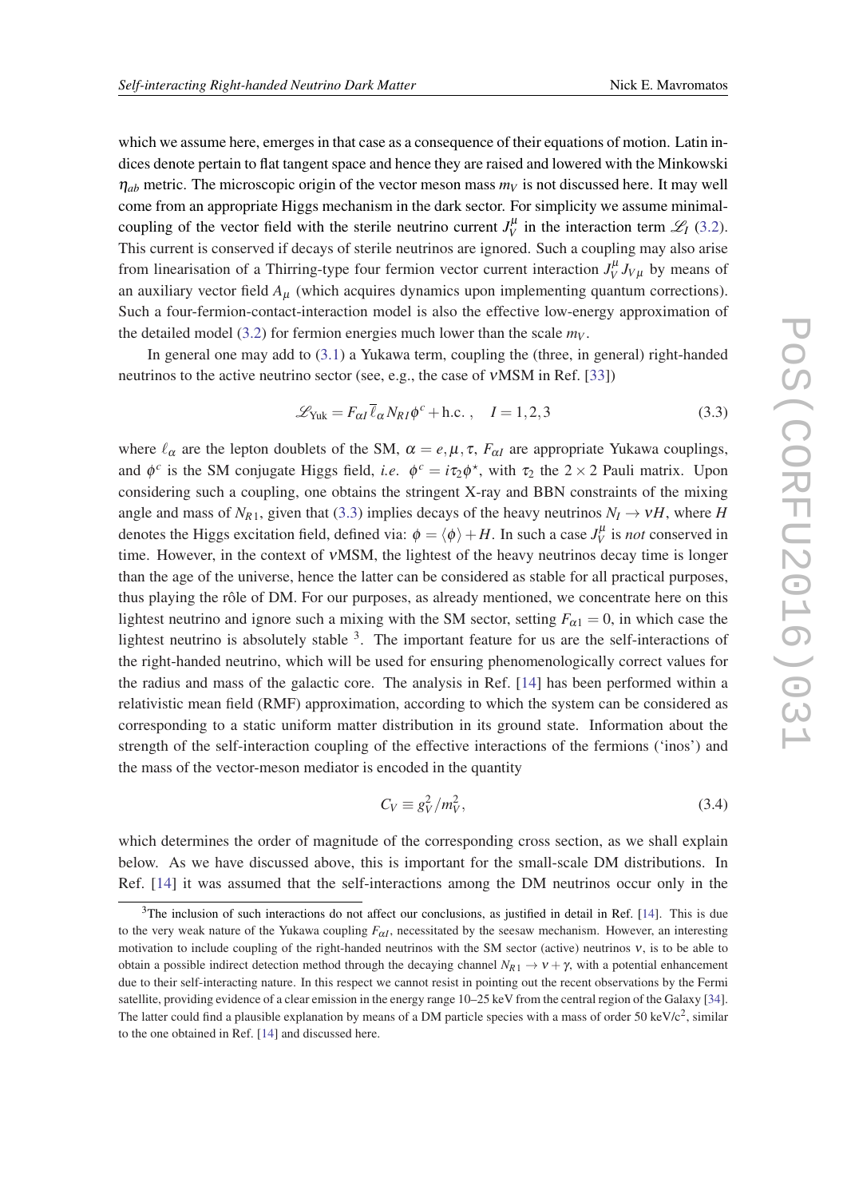which we assume here, emerges in that case as a consequence of their equations of motion. Latin indices denote pertain to flat tangent space and hence they are raised and lowered with the Minkowski $\eta_{ab}$ metric. The microscopic origin of the vector meson mass $m_V$ is not discussed here. It may well come from an appropriate Higgs mechanism in the dark sector. For simplicity we assume minimal-coupling of the vector field with the sterile neutrino current $J_V^\mu$ in the interaction term $\mathscr{L}_I$ (3.2). This current is conserved if decays of sterile neutrinos are ignored. Such a coupling may also arise from linearisation of a Thirring-type four fermion vector current interaction $J_V^\mu J_{V\mu}$ by means of an auxiliary vector field $A_\mu$ (which acquires dynamics upon implementing quantum corrections). Such a four-fermion-contact-interaction model is also the effective low-energy approximation of the detailed model (3.2) for fermion energies much lower than the scale $m_V$.

In general one may add to (3.1) a Yukawa term, coupling the (three, in general) right-handed neutrinos to the active neutrino sector (see, e.g., the case of $\nu$MSM in Ref. [33])

$$\mathscr{L}_{\rm Yuk} = F_{\alpha I}\,\overline{\ell}_\alpha N_{RI}\phi^c + \text{h.c.}\,, \quad I = 1,2,3 \tag{3.3}$$

where $\ell_\alpha$ are the lepton doublets of the SM, $\alpha = e, \mu, \tau$, $F_{\alpha I}$ are appropriate Yukawa couplings, and $\phi^c$ is the SM conjugate Higgs field, *i.e.* $\phi^c = i\tau_2\phi^\star$, with $\tau_2$ the $2\times 2$ Pauli matrix. Upon considering such a coupling, one obtains the stringent X-ray and BBN constraints of the mixing angle and mass of $N_{R1}$, given that (3.3) implies decays of the heavy neutrinos $N_I \to \nu H$, where $H$ denotes the Higgs excitation field, defined via: $\phi = \langle\phi\rangle + H$. In such a case $J_V^\mu$ is *not* conserved in time. However, in the context of $\nu$MSM, the lightest of the heavy neutrinos decay time is longer than the age of the universe, hence the latter can be considered as stable for all practical purposes, thus playing the rôle of DM. For our purposes, as already mentioned, we concentrate here on this lightest neutrino and ignore such a mixing with the SM sector, setting $F_{\alpha 1} = 0$, in which case the lightest neutrino is absolutely stable [3]. The important feature for us are the self-interactions of the right-handed neutrino, which will be used for ensuring phenomenologically correct values for the radius and mass of the galactic core. The analysis in Ref. [14] has been performed within a relativistic mean field (RMF) approximation, according to which the system can be considered as corresponding to a static uniform matter distribution in its ground state. Information about the strength of the self-interaction coupling of the effective interactions of the fermions ('inos') and the mass of the vector-meson mediator is encoded in the quantity

$$C_V \equiv g_V^2/m_V^2, \tag{3.4}$$

which determines the order of magnitude of the corresponding cross section, as we shall explain below. As we have discussed above, this is important for the small-scale DM distributions. In Ref. [14] it was assumed that the self-interactions among the DM neutrinos occur only in the

[3] The inclusion of such interactions do not affect our conclusions, as justified in detail in Ref. [14]. This is due to the very weak nature of the Yukawa coupling $F_{\alpha I}$, necessitated by the seesaw mechanism. However, an interesting motivation to include coupling of the right-handed neutrinos with the SM sector (active) neutrinos $\nu$, is to be able to obtain a possible indirect detection method through the decaying channel $N_{R1} \to \nu + \gamma$, with a potential enhancement due to their self-interacting nature. In this respect we cannot resist in pointing out the recent observations by the Fermi satellite, providing evidence of a clear emission in the energy range 10–25 keV from the central region of the Galaxy [34]. The latter could find a plausible explanation by means of a DM particle species with a mass of order 50 keV/c$^2$, similar to the one obtained in Ref. [14] and discussed here.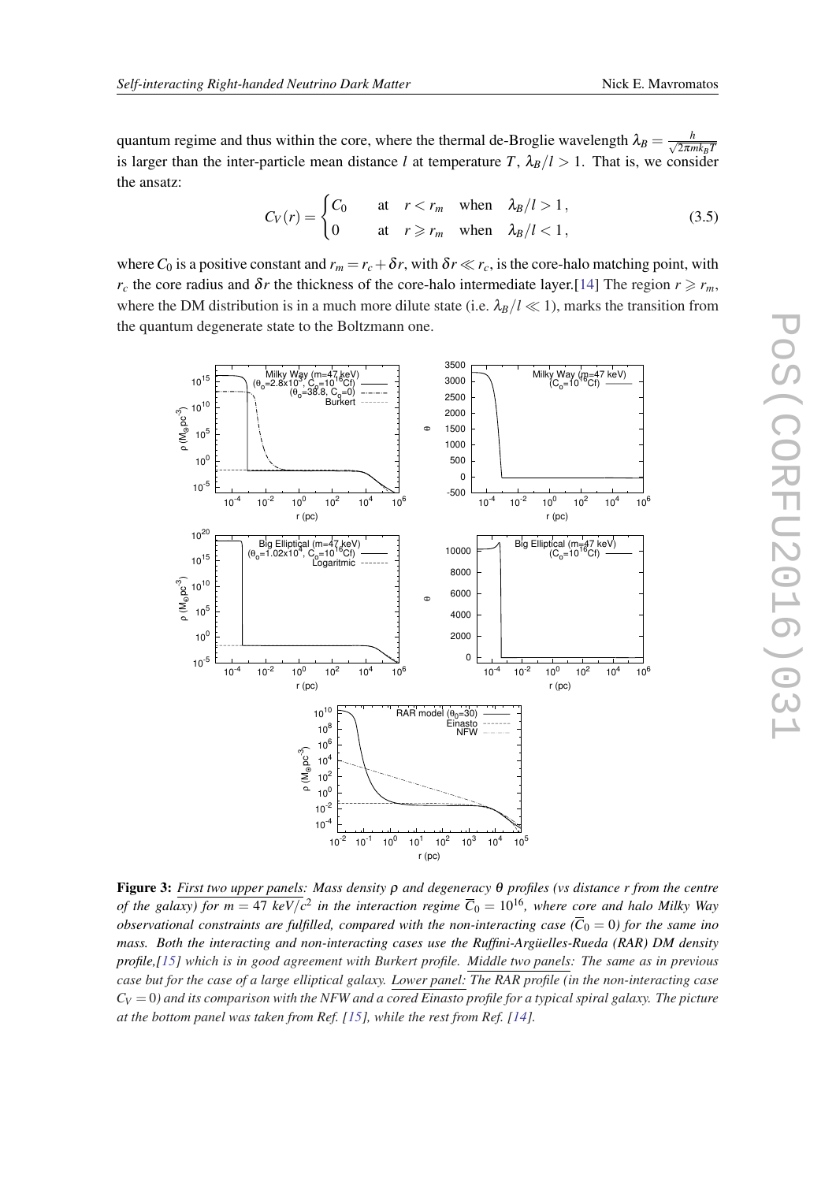quantum regime and thus within the core, where the thermal de-Broglie wavelength $\lambda_B = \frac{h}{\sqrt{2\pi m k_B T}}$ is larger than the inter-particle mean distance $l$ at temperature $T$, $\lambda_B/l > 1$. That is, we consider the ansatz:

$$C_V(r) = \begin{cases} C_0 & \text{at} \quad r < r_m \quad \text{when} \quad \lambda_B/l > 1\,, \\ 0 & \text{at} \quad r \geqslant r_m \quad \text{when} \quad \lambda_B/l < 1\,, \end{cases} \tag{3.5}$$

where $C_0$ is a positive constant and $r_m = r_c + \delta r$, with $\delta r \ll r_c$, is the core-halo matching point, with $r_c$ the core radius and $\delta r$ the thickness of the core-halo intermediate layer.[14] The region $r \geqslant r_m$, where the DM distribution is in a much more dilute state (i.e. $\lambda_B/l \ll 1$), marks the transition from the quantum degenerate state to the Boltzmann one.

**Figure 3:** *First two upper panels: Mass density $\rho$ and degeneracy $\theta$ profiles (vs distance $r$ from the centre of the galaxy) for $m = 47$ keV/$c^2$ in the interaction regime $\overline{C}_0 = 10^{16}$, where core and halo Milky Way observational constraints are fulfilled, compared with the non-interacting case ($\overline{C}_0 = 0$) for the same ino mass. Both the interacting and non-interacting cases use the Ruffini-Argüelles-Rueda (RAR) DM density profile,[15] which is in good agreement with Burkert profile. Middle two panels: The same as in previous case but for the case of a large elliptical galaxy. Lower panel: The RAR profile (in the non-interacting case $C_V = 0$) and its comparison with the NFW and a cored Einasto profile for a typical spiral galaxy. The picture at the bottom panel was taken from Ref. [15], while the rest from Ref. [14].*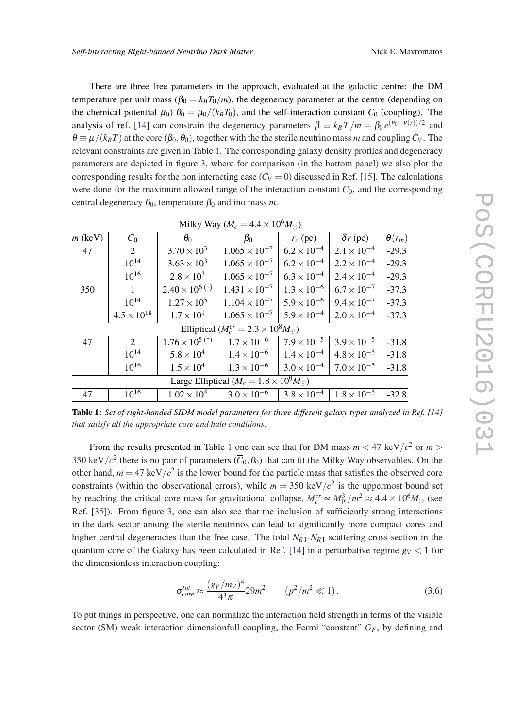There are three free parameters in the approach, evaluated at the galactic centre: the DM temperature per unit mass ($\beta_0 = k_B T_0/m$), the degeneracy parameter at the centre (depending on the chemical potential $\mu_0$) $\theta_0 = \mu_0/(k_B T_0)$, and the self-interaction constant $C_0$ (coupling). The analysis of ref. [14] can constrain the degeneracy parameters $\beta \equiv k_B T/m = \beta_0 \, e^{(\nu_0 - \nu(r))/2}$ and $\theta \equiv \mu/(k_B T)$ at the core ($\beta_0, \theta_0$), together with the the sterile neutrino mass $m$ and coupling $C_V$. The relevant constraints are given in Table 1. The corresponding galaxy density profiles and degeneracy parameters are depicted in figure 3, where for comparison (in the bottom panel) we also plot the corresponding results for the non interacting case ($C_V = 0$) discussed in Ref. [15]. The calculations were done for the maximum allowed range of the interaction constant $\overline{C}_0$, and the corresponding central degeneracy $\theta_0$, temperature $\beta_0$ and ino mass $m$.

| Milky Way ($M_c = 4.4 \times 10^6 M_\odot$) | | | | | | |
|---|---|---|---|---|---|---|
| $m$ (keV) | $\overline{C}_0$ | $\theta_0$ | $\beta_0$ | $r_c$ (pc) | $\delta r$ (pc) | $\theta(r_m)$ |
| 47 | 2 | $3.70 \times 10^3$ | $1.065 \times 10^{-7}$ | $6.2 \times 10^{-4}$ | $2.1 \times 10^{-4}$ | -29.3 |
| | $10^{14}$ | $3.63 \times 10^3$ | $1.065 \times 10^{-7}$ | $6.2 \times 10^{-4}$ | $2.2 \times 10^{-4}$ | -29.3 |
| | $10^{16}$ | $2.8 \times 10^3$ | $1.065 \times 10^{-7}$ | $6.3 \times 10^{-4}$ | $2.4 \times 10^{-4}$ | -29.3 |
| 350 | 1 | $2.40 \times 10^{6\,(\dagger)}$ | $1.431 \times 10^{-7}$ | $1.3 \times 10^{-6}$ | $6.7 \times 10^{-7}$ | -37.3 |
| | $10^{14}$ | $1.27 \times 10^5$ | $1.104 \times 10^{-7}$ | $5.9 \times 10^{-6}$ | $9.4 \times 10^{-7}$ | -37.3 |
| | $4.5 \times 10^{18}$ | $1.7 \times 10^1$ | $1.065 \times 10^{-7}$ | $5.9 \times 10^{-4}$ | $2.0 \times 10^{-4}$ | -37.3 |
| Elliptical ($M_c^{cr} = 2.3 \times 10^8 M_\odot$) | | | | | | |
| 47 | 2 | $1.76 \times 10^{5\,(\dagger)}$ | $1.7 \times 10^{-6}$ | $7.9 \times 10^{-5}$ | $3.9 \times 10^{-5}$ | -31.8 |
| | $10^{14}$ | $5.8 \times 10^4$ | $1.4 \times 10^{-6}$ | $1.4 \times 10^{-4}$ | $4.8 \times 10^{-5}$ | -31.8 |
| | $10^{16}$ | $1.5 \times 10^4$ | $1.3 \times 10^{-6}$ | $3.0 \times 10^{-4}$ | $7.0 \times 10^{-5}$ | -31.8 |
| Large Elliptical ($M_c = 1.8 \times 10^9 M_\odot$) | | | | | | |
| 47 | $10^{16}$ | $1.02 \times 10^4$ | $3.0 \times 10^{-6}$ | $3.8 \times 10^{-4}$ | $1.8 \times 10^{-5}$ | -32.8 |

**Table 1:** *Set of right-handed SIDM model parameters for three different galaxy types analyzed in Ref. [14] that satisfy all the appropriate core and halo conditions.*

From the results presented in Table 1 one can see that for DM mass $m < 47$ keV$/c^2$ or $m > 350$ keV$/c^2$ there is no pair of parameters ($\overline{C}_0, \theta_0$) that can fit the Milky Way observables. On the other hand, $m = 47$ keV$/c^2$ is the lower bound for the particle mass that satisfies the observed core constraints (within the observational errors), while $m = 350$ keV$/c^2$ is the uppermost bound set by reaching the critical core mass for gravitational collapse, $M_c^{cr} \propto M_{\rm Pl}^3/m^2 \approx 4.4 \times 10^6 M_\odot$ (see Ref. [35]). From figure 3, one can also see that the inclusion of sufficiently strong interactions in the dark sector among the sterile neutrinos can lead to significantly more compact cores and higher central degeneracies than the free case. The total $N_{R1}$-$N_{R1}$ scattering cross-section in the quantum core of the Galaxy has been calculated in Ref. [14] in a perturbative regime $g_V < 1$ for the dimensionless interaction coupling:

$$\sigma_{core}^{tot} \approx \frac{(g_V/m_V)^4}{4^3 \pi} 29 m^2 \qquad (p^2/m^2 \ll 1) \,. \tag{3.6}$$

To put things in perspective, one can normalize the interaction field strength in terms of the visible sector (SM) weak interaction dimensionfull coupling, the Fermi "constant" $G_F$, by defining and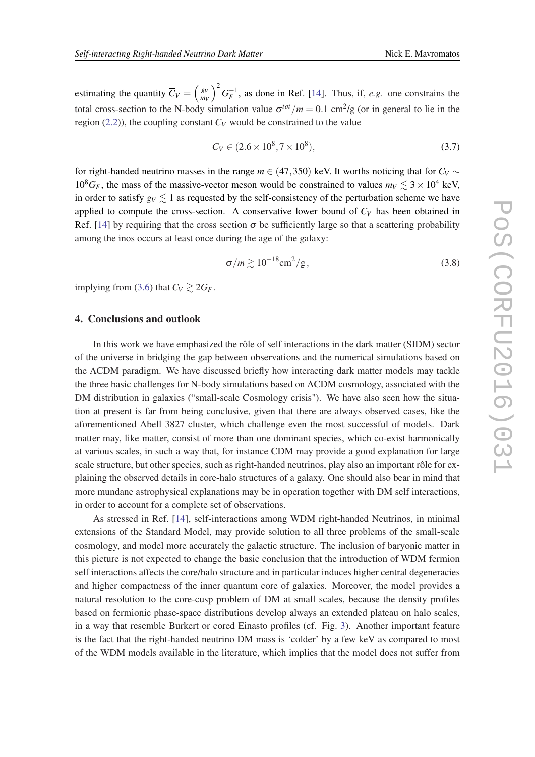estimating the quantity $\overline{C}_V = \left(\frac{g_V}{m_V}\right)^2 G_F^{-1}$, as done in Ref. [14]. Thus, if, *e.g.* one constrains the total cross-section to the N-body simulation value $\sigma^{tot}/m = 0.1$ cm$^2$/g (or in general to lie in the region (2.2)), the coupling constant $\overline{C}_V$ would be constrained to the value

$$\overline{C}_V \in (2.6 \times 10^8, 7 \times 10^8), \tag{3.7}$$

for right-handed neutrino masses in the range $m \in (47, 350)$ keV. It worths noticing that for $C_V \sim 10^8 G_F$, the mass of the massive-vector meson would be constrained to values $m_V \lesssim 3 \times 10^4$ keV, in order to satisfy $g_V \lesssim 1$ as requested by the self-consistency of the perturbation scheme we have applied to compute the cross-section. A conservative lower bound of $C_V$ has been obtained in Ref. [14] by requiring that the cross section $\sigma$ be sufficiently large so that a scattering probability among the inos occurs at least once during the age of the galaxy:

$$\sigma/m \gtrsim 10^{-18} \text{cm}^2/\text{g}, \tag{3.8}$$

implying from (3.6) that $C_V \gtrsim 2G_F$.

## 4. Conclusions and outlook

In this work we have emphasized the rôle of self interactions in the dark matter (SIDM) sector of the universe in bridging the gap between observations and the numerical simulations based on the ΛCDM paradigm. We have discussed briefly how interacting dark matter models may tackle the three basic challenges for N-body simulations based on ΛCDM cosmology, associated with the DM distribution in galaxies ("small-scale Cosmology crisis"). We have also seen how the situation at present is far from being conclusive, given that there are always observed cases, like the aforementioned Abell 3827 cluster, which challenge even the most successful of models. Dark matter may, like matter, consist of more than one dominant species, which co-exist harmonically at various scales, in such a way that, for instance CDM may provide a good explanation for large scale structure, but other species, such as right-handed neutrinos, play also an important rôle for explaining the observed details in core-halo structures of a galaxy. One should also bear in mind that more mundane astrophysical explanations may be in operation together with DM self interactions, in order to account for a complete set of observations.

As stressed in Ref. [14], self-interactions among WDM right-handed Neutrinos, in minimal extensions of the Standard Model, may provide solution to all three problems of the small-scale cosmology, and model more accurately the galactic structure. The inclusion of baryonic matter in this picture is not expected to change the basic conclusion that the introduction of WDM fermion self interactions affects the core/halo structure and in particular induces higher central degeneracies and higher compactness of the inner quantum core of galaxies. Moreover, the model provides a natural resolution to the core-cusp problem of DM at small scales, because the density profiles based on fermionic phase-space distributions develop always an extended plateau on halo scales, in a way that resemble Burkert or cored Einasto profiles (cf. Fig. 3). Another important feature is the fact that the right-handed neutrino DM mass is 'colder' by a few keV as compared to most of the WDM models available in the literature, which implies that the model does not suffer from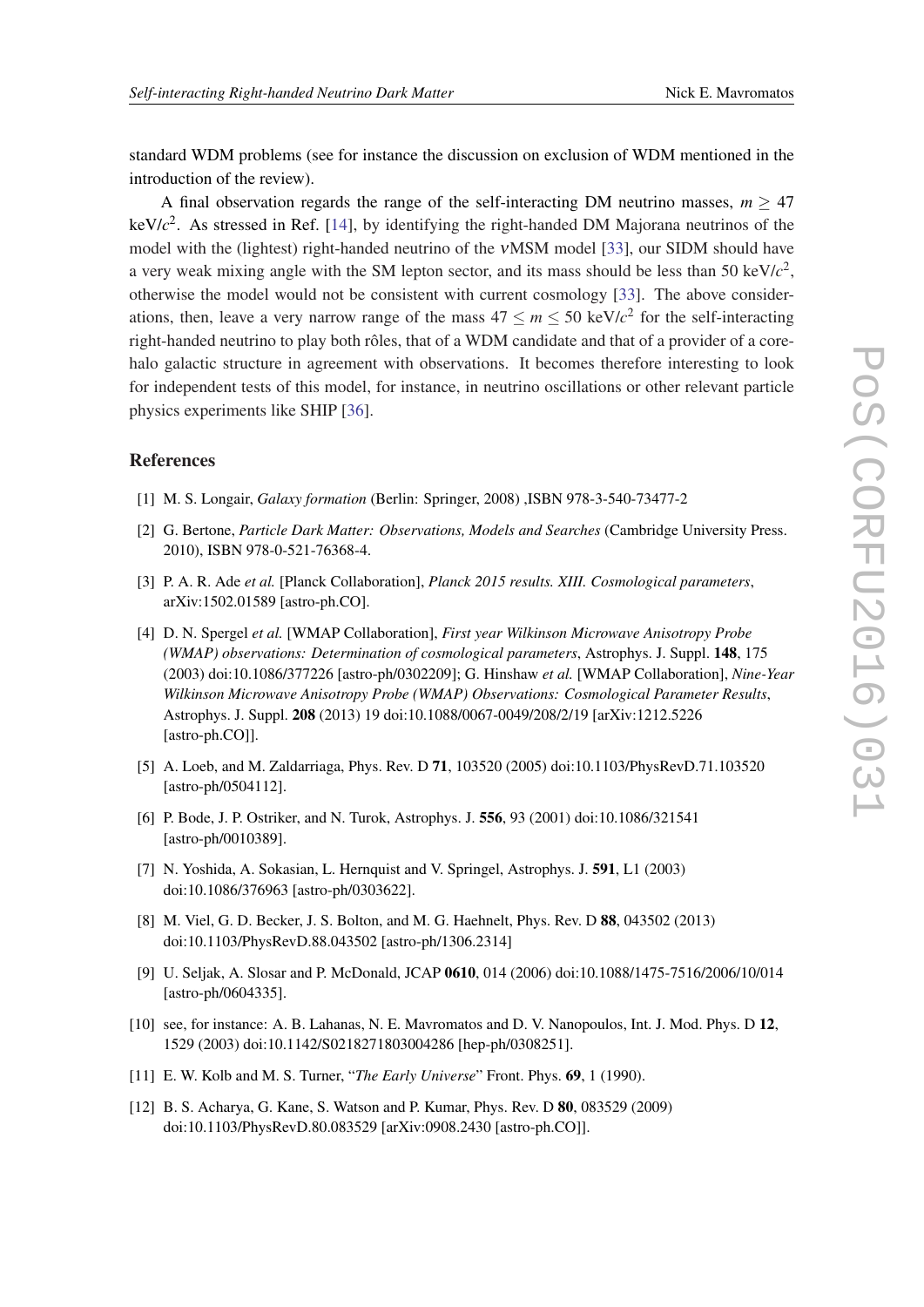standard WDM problems (see for instance the discussion on exclusion of WDM mentioned in the introduction of the review).

A final observation regards the range of the self-interacting DM neutrino masses, $m \geq 47$ keV/$c^2$. As stressed in Ref. [14], by identifying the right-handed DM Majorana neutrinos of the model with the (lightest) right-handed neutrino of the $\nu$MSM model [33], our SIDM should have a very weak mixing angle with the SM lepton sector, and its mass should be less than 50 keV/$c^2$, otherwise the model would not be consistent with current cosmology [33]. The above considerations, then, leave a very narrow range of the mass $47 \leq m \leq 50$ keV/$c^2$ for the self-interacting right-handed neutrino to play both rôles, that of a WDM candidate and that of a provider of a core-halo galactic structure in agreement with observations. It becomes therefore interesting to look for independent tests of this model, for instance, in neutrino oscillations or other relevant particle physics experiments like SHIP [36].

## References

[1] M. S. Longair, *Galaxy formation* (Berlin: Springer, 2008) ,ISBN 978-3-540-73477-2

[2] G. Bertone, *Particle Dark Matter: Observations, Models and Searches* (Cambridge University Press. 2010), ISBN 978-0-521-76368-4.

[3] P. A. R. Ade *et al.* [Planck Collaboration], *Planck 2015 results. XIII. Cosmological parameters*, arXiv:1502.01589 [astro-ph.CO].

[4] D. N. Spergel *et al.* [WMAP Collaboration], *First year Wilkinson Microwave Anisotropy Probe (WMAP) observations: Determination of cosmological parameters*, Astrophys. J. Suppl. **148**, 175 (2003) doi:10.1086/377226 [astro-ph/0302209]; G. Hinshaw *et al.* [WMAP Collaboration], *Nine-Year Wilkinson Microwave Anisotropy Probe (WMAP) Observations: Cosmological Parameter Results*, Astrophys. J. Suppl. **208** (2013) 19 doi:10.1088/0067-0049/208/2/19 [arXiv:1212.5226 [astro-ph.CO]].

[5] A. Loeb, and M. Zaldarriaga, Phys. Rev. D **71**, 103520 (2005) doi:10.1103/PhysRevD.71.103520 [astro-ph/0504112].

[6] P. Bode, J. P. Ostriker, and N. Turok, Astrophys. J. **556**, 93 (2001) doi:10.1086/321541 [astro-ph/0010389].

[7] N. Yoshida, A. Sokasian, L. Hernquist and V. Springel, Astrophys. J. **591**, L1 (2003) doi:10.1086/376963 [astro-ph/0303622].

[8] M. Viel, G. D. Becker, J. S. Bolton, and M. G. Haehnelt, Phys. Rev. D **88**, 043502 (2013) doi:10.1103/PhysRevD.88.043502 [astro-ph/1306.2314]

[9] U. Seljak, A. Slosar and P. McDonald, JCAP **0610**, 014 (2006) doi:10.1088/1475-7516/2006/10/014 [astro-ph/0604335].

[10] see, for instance: A. B. Lahanas, N. E. Mavromatos and D. V. Nanopoulos, Int. J. Mod. Phys. D **12**, 1529 (2003) doi:10.1142/S0218271803004286 [hep-ph/0308251].

[11] E. W. Kolb and M. S. Turner, "*The Early Universe*" Front. Phys. **69**, 1 (1990).

[12] B. S. Acharya, G. Kane, S. Watson and P. Kumar, Phys. Rev. D **80**, 083529 (2009) doi:10.1103/PhysRevD.80.083529 [arXiv:0908.2430 [astro-ph.CO]].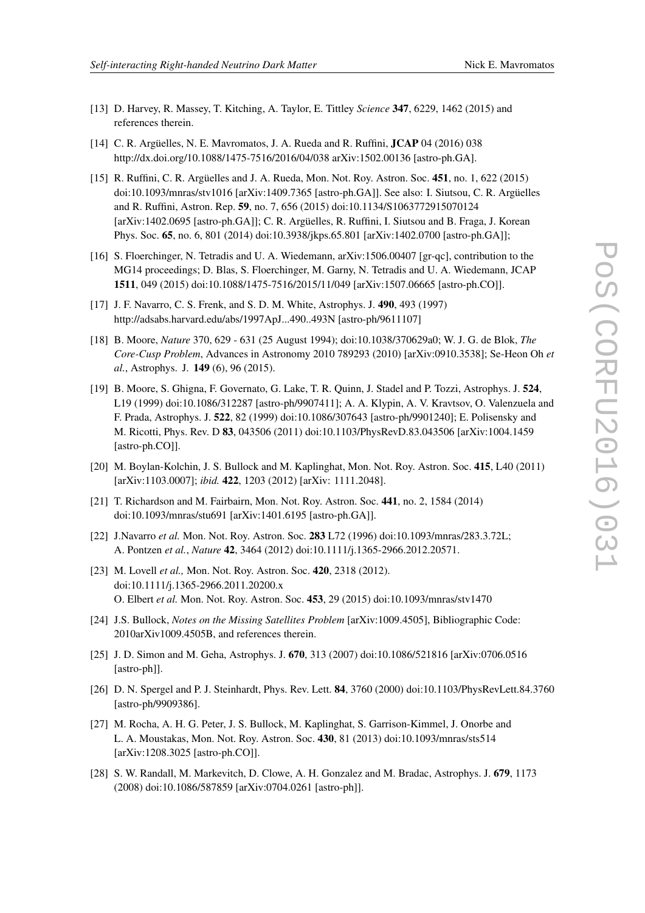[13] D. Harvey, R. Massey, T. Kitching, A. Taylor, E. Tittley *Science* **347**, 6229, 1462 (2015) and references therein.

[14] C. R. Argüelles, N. E. Mavromatos, J. A. Rueda and R. Ruffini, **JCAP** 04 (2016) 038 http://dx.doi.org/10.1088/1475-7516/2016/04/038 arXiv:1502.00136 [astro-ph.GA].

[15] R. Ruffini, C. R. Argüelles and J. A. Rueda, Mon. Not. Roy. Astron. Soc. **451**, no. 1, 622 (2015) doi:10.1093/mnras/stv1016 [arXiv:1409.7365 [astro-ph.GA]]. See also: I. Siutsou, C. R. Argüelles and R. Ruffini, Astron. Rep. **59**, no. 7, 656 (2015) doi:10.1134/S1063772915070124 [arXiv:1402.0695 [astro-ph.GA]]; C. R. Argüelles, R. Ruffini, I. Siutsou and B. Fraga, J. Korean Phys. Soc. **65**, no. 6, 801 (2014) doi:10.3938/jkps.65.801 [arXiv:1402.0700 [astro-ph.GA]];

[16] S. Floerchinger, N. Tetradis and U. A. Wiedemann, arXiv:1506.00407 [gr-qc], contribution to the MG14 proceedings; D. Blas, S. Floerchinger, M. Garny, N. Tetradis and U. A. Wiedemann, JCAP **1511**, 049 (2015) doi:10.1088/1475-7516/2015/11/049 [arXiv:1507.06665 [astro-ph.CO]].

[17] J. F. Navarro, C. S. Frenk, and S. D. M. White, Astrophys. J. **490**, 493 (1997) http://adsabs.harvard.edu/abs/1997ApJ...490..493N [astro-ph/9611107]

[18] B. Moore, *Nature* 370, 629 - 631 (25 August 1994); doi:10.1038/370629a0; W. J. G. de Blok, *The Core-Cusp Problem*, Advances in Astronomy 2010 789293 (2010) [arXiv:0910.3538]; Se-Heon Oh *et al.*, Astrophys. J. **149** (6), 96 (2015).

[19] B. Moore, S. Ghigna, F. Governato, G. Lake, T. R. Quinn, J. Stadel and P. Tozzi, Astrophys. J. **524**, L19 (1999) doi:10.1086/312287 [astro-ph/9907411]; A. A. Klypin, A. V. Kravtsov, O. Valenzuela and F. Prada, Astrophys. J. **522**, 82 (1999) doi:10.1086/307643 [astro-ph/9901240]; E. Polisensky and M. Ricotti, Phys. Rev. D **83**, 043506 (2011) doi:10.1103/PhysRevD.83.043506 [arXiv:1004.1459 [astro-ph.CO]].

[20] M. Boylan-Kolchin, J. S. Bullock and M. Kaplinghat, Mon. Not. Roy. Astron. Soc. **415**, L40 (2011) [arXiv:1103.0007]; *ibid.* **422**, 1203 (2012) [arXiv: 1111.2048].

[21] T. Richardson and M. Fairbairn, Mon. Not. Roy. Astron. Soc. **441**, no. 2, 1584 (2014) doi:10.1093/mnras/stu691 [arXiv:1401.6195 [astro-ph.GA]].

[22] J.Navarro *et al.* Mon. Not. Roy. Astron. Soc. **283** L72 (1996) doi:10.1093/mnras/283.3.72L; A. Pontzen *et al.*, *Nature* **42**, 3464 (2012) doi:10.1111/j.1365-2966.2012.20571.

[23] M. Lovell *et al.,* Mon. Not. Roy. Astron. Soc. **420**, 2318 (2012). doi:10.1111/j.1365-2966.2011.20200.x O. Elbert *et al.* Mon. Not. Roy. Astron. Soc. **453**, 29 (2015) doi:10.1093/mnras/stv1470

[24] J.S. Bullock, *Notes on the Missing Satellites Problem* [arXiv:1009.4505], Bibliographic Code: 2010arXiv1009.4505B, and references therein.

[25] J. D. Simon and M. Geha, Astrophys. J. **670**, 313 (2007) doi:10.1086/521816 [arXiv:0706.0516 [astro-ph]].

[26] D. N. Spergel and P. J. Steinhardt, Phys. Rev. Lett. **84**, 3760 (2000) doi:10.1103/PhysRevLett.84.3760 [astro-ph/9909386].

[27] M. Rocha, A. H. G. Peter, J. S. Bullock, M. Kaplinghat, S. Garrison-Kimmel, J. Onorbe and L. A. Moustakas, Mon. Not. Roy. Astron. Soc. **430**, 81 (2013) doi:10.1093/mnras/sts514 [arXiv:1208.3025 [astro-ph.CO]].

[28] S. W. Randall, M. Markevitch, D. Clowe, A. H. Gonzalez and M. Bradac, Astrophys. J. **679**, 1173 (2008) doi:10.1086/587859 [arXiv:0704.0261 [astro-ph]].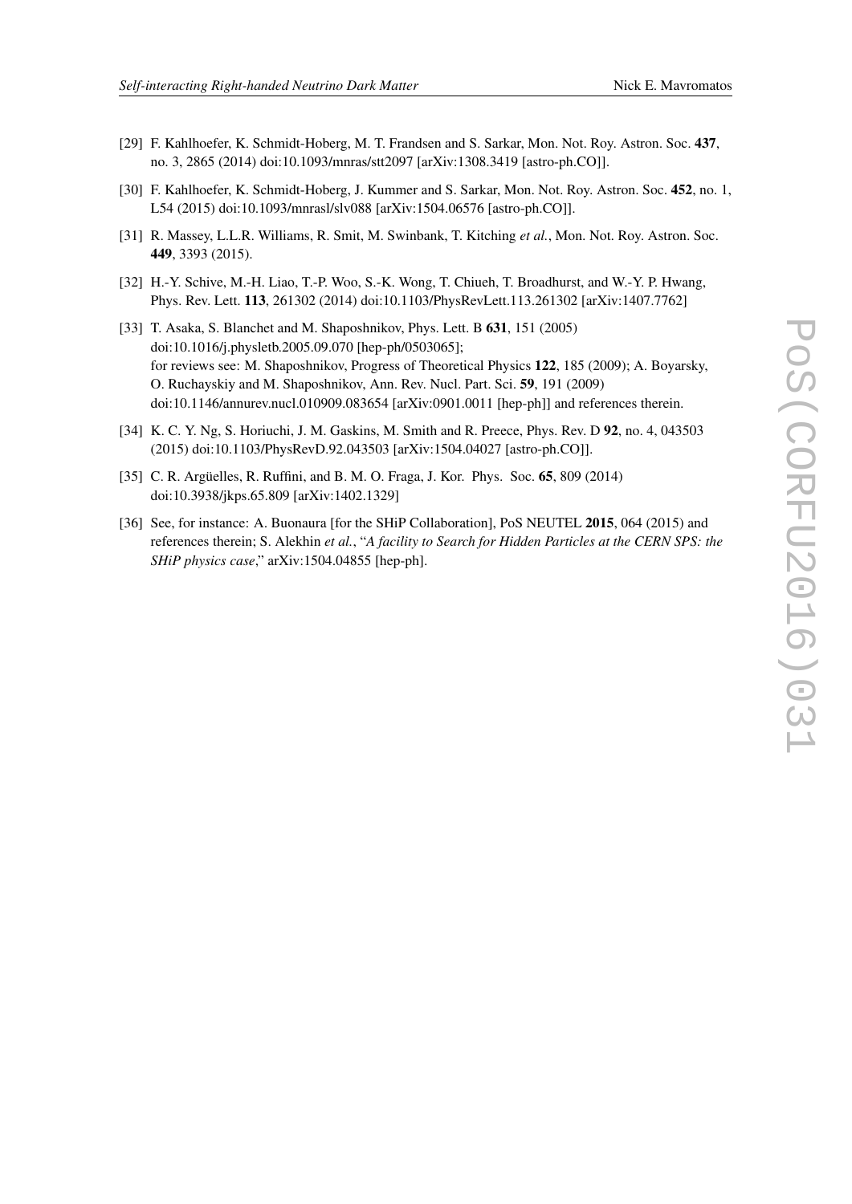[29] F. Kahlhoefer, K. Schmidt-Hoberg, M. T. Frandsen and S. Sarkar, Mon. Not. Roy. Astron. Soc. **437**, no. 3, 2865 (2014) doi:10.1093/mnras/stt2097 [arXiv:1308.3419 [astro-ph.CO]].

[30] F. Kahlhoefer, K. Schmidt-Hoberg, J. Kummer and S. Sarkar, Mon. Not. Roy. Astron. Soc. **452**, no. 1, L54 (2015) doi:10.1093/mnrasl/slv088 [arXiv:1504.06576 [astro-ph.CO]].

[31] R. Massey, L.L.R. Williams, R. Smit, M. Swinbank, T. Kitching *et al.*, Mon. Not. Roy. Astron. Soc. **449**, 3393 (2015).

[32] H.-Y. Schive, M.-H. Liao, T.-P. Woo, S.-K. Wong, T. Chiueh, T. Broadhurst, and W.-Y. P. Hwang, Phys. Rev. Lett. **113**, 261302 (2014) doi:10.1103/PhysRevLett.113.261302 [arXiv:1407.7762]

[33] T. Asaka, S. Blanchet and M. Shaposhnikov, Phys. Lett. B **631**, 151 (2005) doi:10.1016/j.physletb.2005.09.070 [hep-ph/0503065]; for reviews see: M. Shaposhnikov, Progress of Theoretical Physics **122**, 185 (2009); A. Boyarsky, O. Ruchayskiy and M. Shaposhnikov, Ann. Rev. Nucl. Part. Sci. **59**, 191 (2009) doi:10.1146/annurev.nucl.010909.083654 [arXiv:0901.0011 [hep-ph]] and references therein.

[34] K. C. Y. Ng, S. Horiuchi, J. M. Gaskins, M. Smith and R. Preece, Phys. Rev. D **92**, no. 4, 043503 (2015) doi:10.1103/PhysRevD.92.043503 [arXiv:1504.04027 [astro-ph.CO]].

[35] C. R. Argüelles, R. Ruffini, and B. M. O. Fraga, J. Kor. Phys. Soc. **65**, 809 (2014) doi:10.3938/jkps.65.809 [arXiv:1402.1329]

[36] See, for instance: A. Buonaura [for the SHiP Collaboration], PoS NEUTEL **2015**, 064 (2015) and references therein; S. Alekhin *et al.*, "*A facility to Search for Hidden Particles at the CERN SPS: the SHiP physics case*," arXiv:1504.04855 [hep-ph].